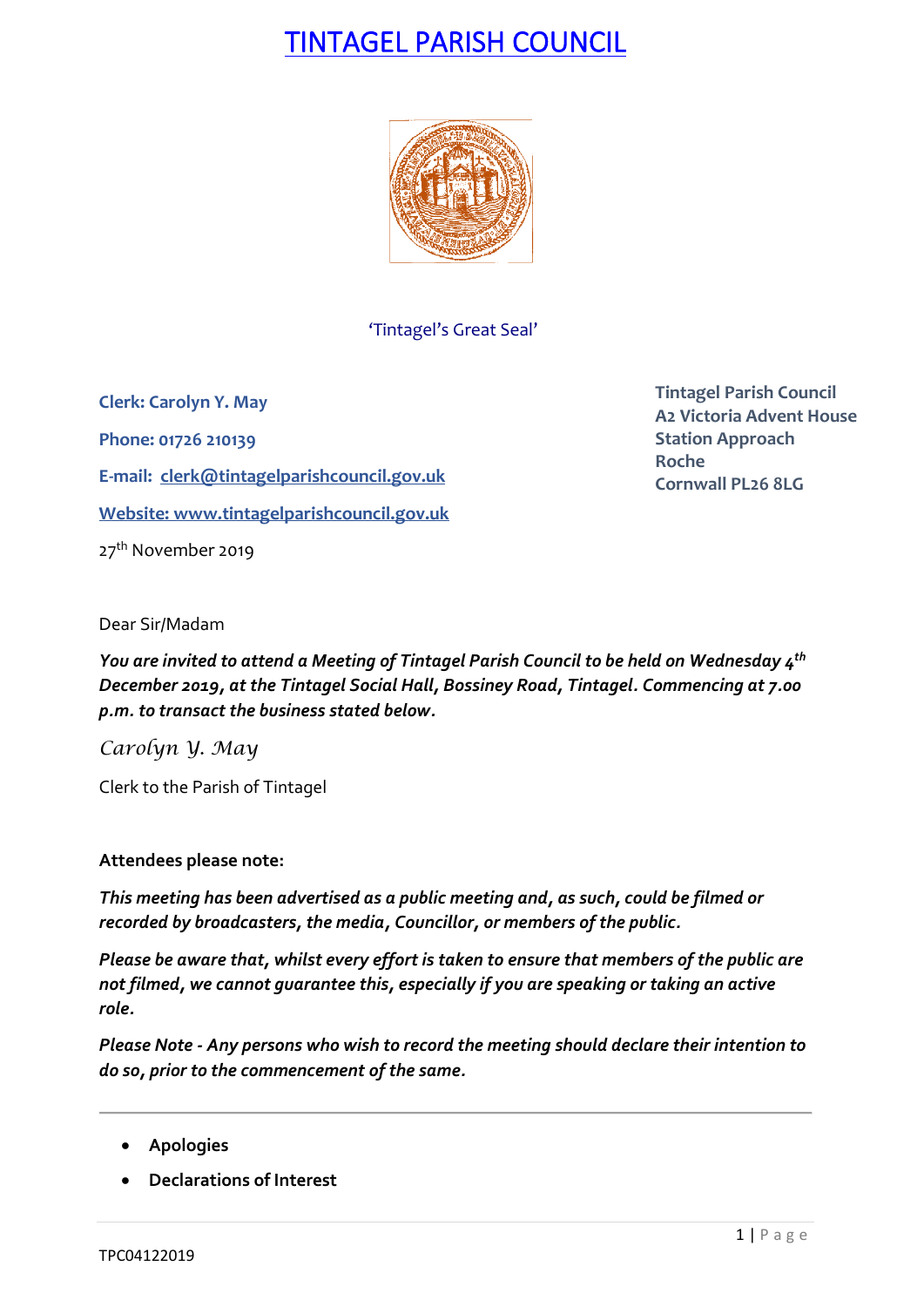# TINTAGEL PARISH COUNCIL

'Tintagel's Great Seal'

**Clerk: Carolyn Y. May**

**Phone: 01726 210139**

**E-mail: clerk@tintagelparishcouncil.gov.uk**

**Website: www.tintagelparishcouncil.gov.uk**

27th November 2019

**Tintagel Parish Council**
**A2 Victoria Advent House**
**Station Approach**
**Roche**
**Cornwall PL26 8LG**

Dear Sir/Madam

***You are invited to attend a Meeting of Tintagel Parish Council to be held on Wednesday 4th December 2019, at the Tintagel Social Hall, Bossiney Road, Tintagel. Commencing at 7.00 p.m. to transact the business stated below.***

*Carolyn Y. May*

Clerk to the Parish of Tintagel

**Attendees please note:**

***This meeting has been advertised as a public meeting and, as such, could be filmed or recorded by broadcasters, the media, Councillor, or members of the public.***

***Please be aware that, whilst every effort is taken to ensure that members of the public are not filmed, we cannot guarantee this, especially if you are speaking or taking an active role.***

***Please Note - Any persons who wish to record the meeting should declare their intention to do so, prior to the commencement of the same.***

---

- **Apologies**
- **Declarations of Interest**

TPC04122019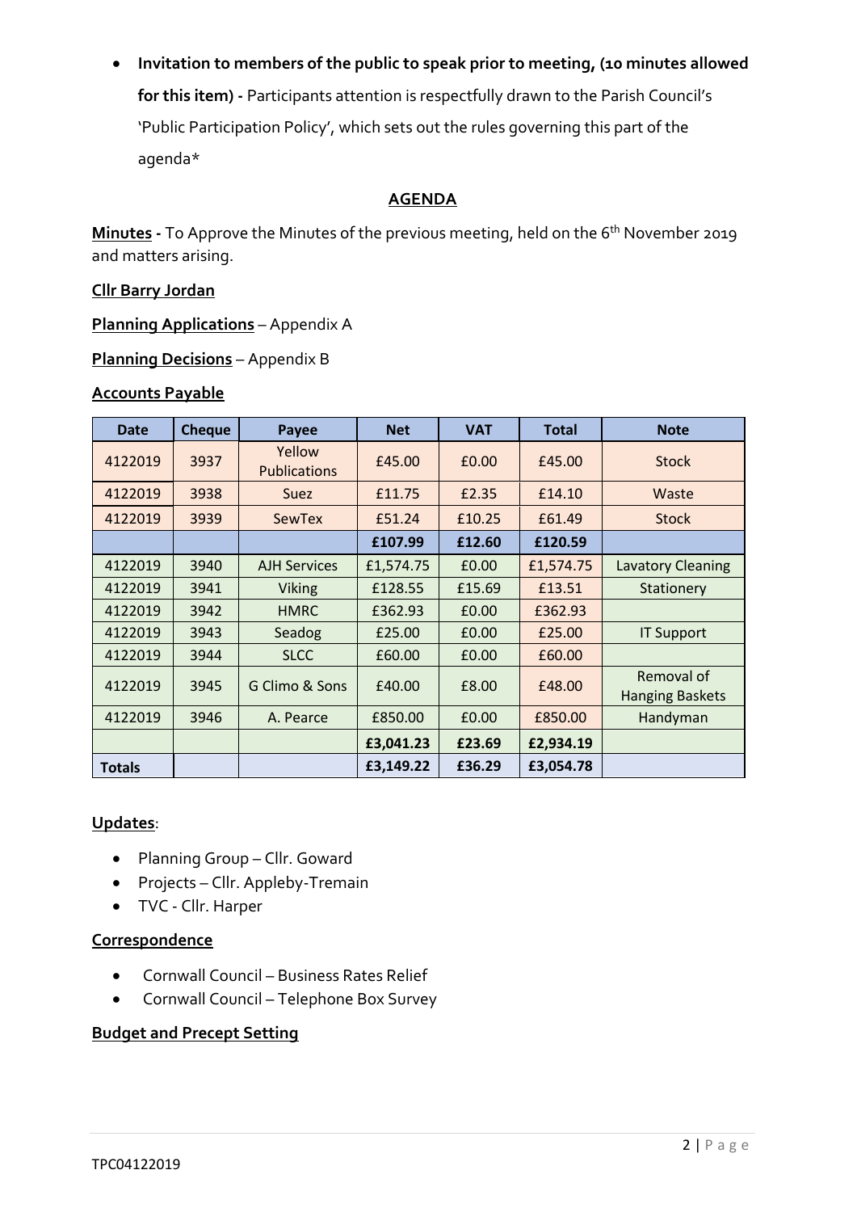- **Invitation to members of the public to speak prior to meeting, (10 minutes allowed for this item) -** Participants attention is respectfully drawn to the Parish Council's 'Public Participation Policy', which sets out the rules governing this part of the agenda*

## AGENDA

**Minutes -** To Approve the Minutes of the previous meeting, held on the 6th November 2019 and matters arising.

**Cllr Barry Jordan**

**Planning Applications** – Appendix A

**Planning Decisions** – Appendix B

**Accounts Payable**

| Date | Cheque | Payee | Net | VAT | Total | Note |
|---|---|---|---|---|---|---|
| 4122019 | 3937 | Yellow Publications | £45.00 | £0.00 | £45.00 | Stock |
| 4122019 | 3938 | Suez | £11.75 | £2.35 | £14.10 | Waste |
| 4122019 | 3939 | SewTex | £51.24 | £10.25 | £61.49 | Stock |
| | | | **£107.99** | **£12.60** | **£120.59** | |
| 4122019 | 3940 | AJH Services | £1,574.75 | £0.00 | £1,574.75 | Lavatory Cleaning |
| 4122019 | 3941 | Viking | £128.55 | £15.69 | £13.51 | Stationery |
| 4122019 | 3942 | HMRC | £362.93 | £0.00 | £362.93 | |
| 4122019 | 3943 | Seadog | £25.00 | £0.00 | £25.00 | IT Support |
| 4122019 | 3944 | SLCC | £60.00 | £0.00 | £60.00 | |
| 4122019 | 3945 | G Climo & Sons | £40.00 | £8.00 | £48.00 | Removal of Hanging Baskets |
| 4122019 | 3946 | A. Pearce | £850.00 | £0.00 | £850.00 | Handyman |
| | | | **£3,041.23** | **£23.69** | **£2,934.19** | |
| **Totals** | | | **£3,149.22** | **£36.29** | **£3,054.78** | |

**Updates**:

- Planning Group – Cllr. Goward
- Projects – Cllr. Appleby-Tremain
- TVC - Cllr. Harper

**Correspondence**

- Cornwall Council – Business Rates Relief
- Cornwall Council – Telephone Box Survey

**Budget and Precept Setting**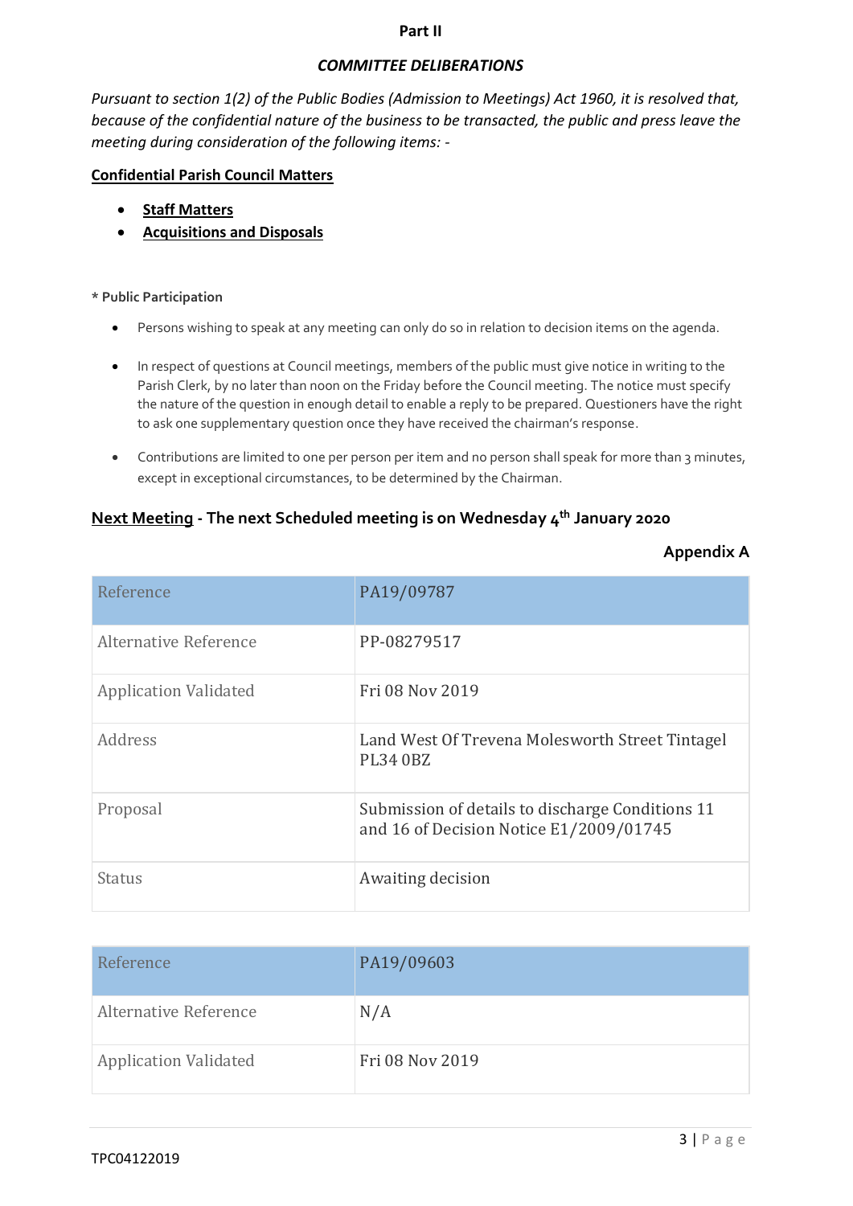**Part II**

***COMMITTEE DELIBERATIONS***

*Pursuant to section 1(2) of the Public Bodies (Admission to Meetings) Act 1960, it is resolved that, because of the confidential nature of the business to be transacted, the public and press leave the meeting during consideration of the following items: -*

**Confidential Parish Council Matters**

- **Staff Matters**
- **Acquisitions and Disposals**

**\* Public Participation**

- Persons wishing to speak at any meeting can only do so in relation to decision items on the agenda.
- In respect of questions at Council meetings, members of the public must give notice in writing to the Parish Clerk, by no later than noon on the Friday before the Council meeting. The notice must specify the nature of the question in enough detail to enable a reply to be prepared. Questioners have the right to ask one supplementary question once they have received the chairman's response.
- Contributions are limited to one per person per item and no person shall speak for more than 3 minutes, except in exceptional circumstances, to be determined by the Chairman.

**Next Meeting - The next Scheduled meeting is on Wednesday 4th January 2020**

**Appendix A**

| Reference | PA19/09787 |
|---|---|
| Alternative Reference | PP-08279517 |
| Application Validated | Fri 08 Nov 2019 |
| Address | Land West Of Trevena Molesworth Street Tintagel PL34 0BZ |
| Proposal | Submission of details to discharge Conditions 11 and 16 of Decision Notice E1/2009/01745 |
| Status | Awaiting decision |

| Reference | PA19/09603 |
|---|---|
| Alternative Reference | N/A |
| Application Validated | Fri 08 Nov 2019 |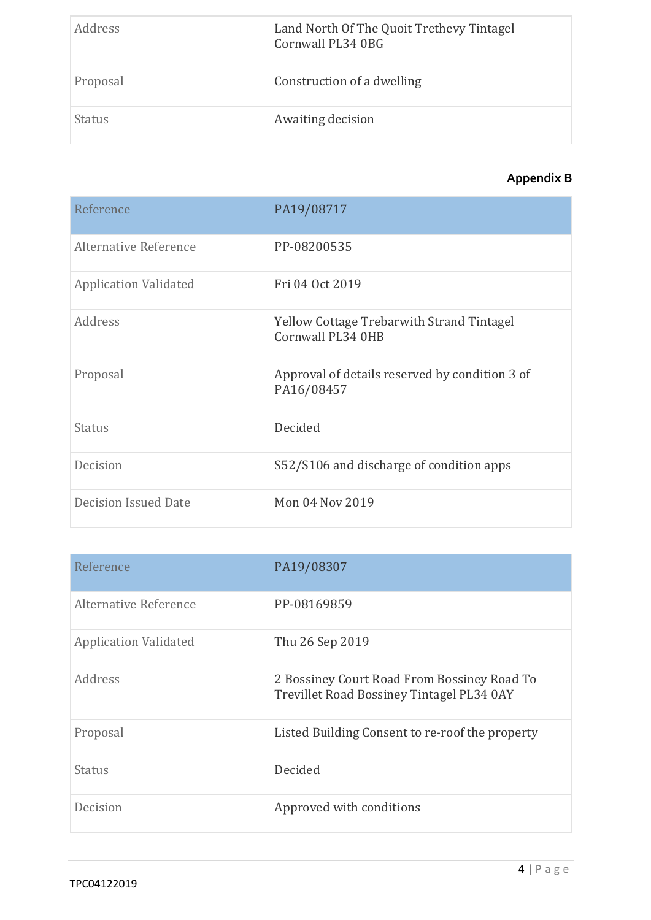| Address | Land North Of The Quoit Trethevy Tintagel Cornwall PL34 0BG |
|---|---|
| Proposal | Construction of a dwelling |
| Status | Awaiting decision |

**Appendix B**

| Reference | PA19/08717 |
|---|---|
| Alternative Reference | PP-08200535 |
| Application Validated | Fri 04 Oct 2019 |
| Address | Yellow Cottage Trebarwith Strand Tintagel Cornwall PL34 0HB |
| Proposal | Approval of details reserved by condition 3 of PA16/08457 |
| Status | Decided |
| Decision | S52/S106 and discharge of condition apps |
| Decision Issued Date | Mon 04 Nov 2019 |

| Reference | PA19/08307 |
|---|---|
| Alternative Reference | PP-08169859 |
| Application Validated | Thu 26 Sep 2019 |
| Address | 2 Bossiney Court Road From Bossiney Road To Trevillet Road Bossiney Tintagel PL34 0AY |
| Proposal | Listed Building Consent to re-roof the property |
| Status | Decided |
| Decision | Approved with conditions |

TPC04122019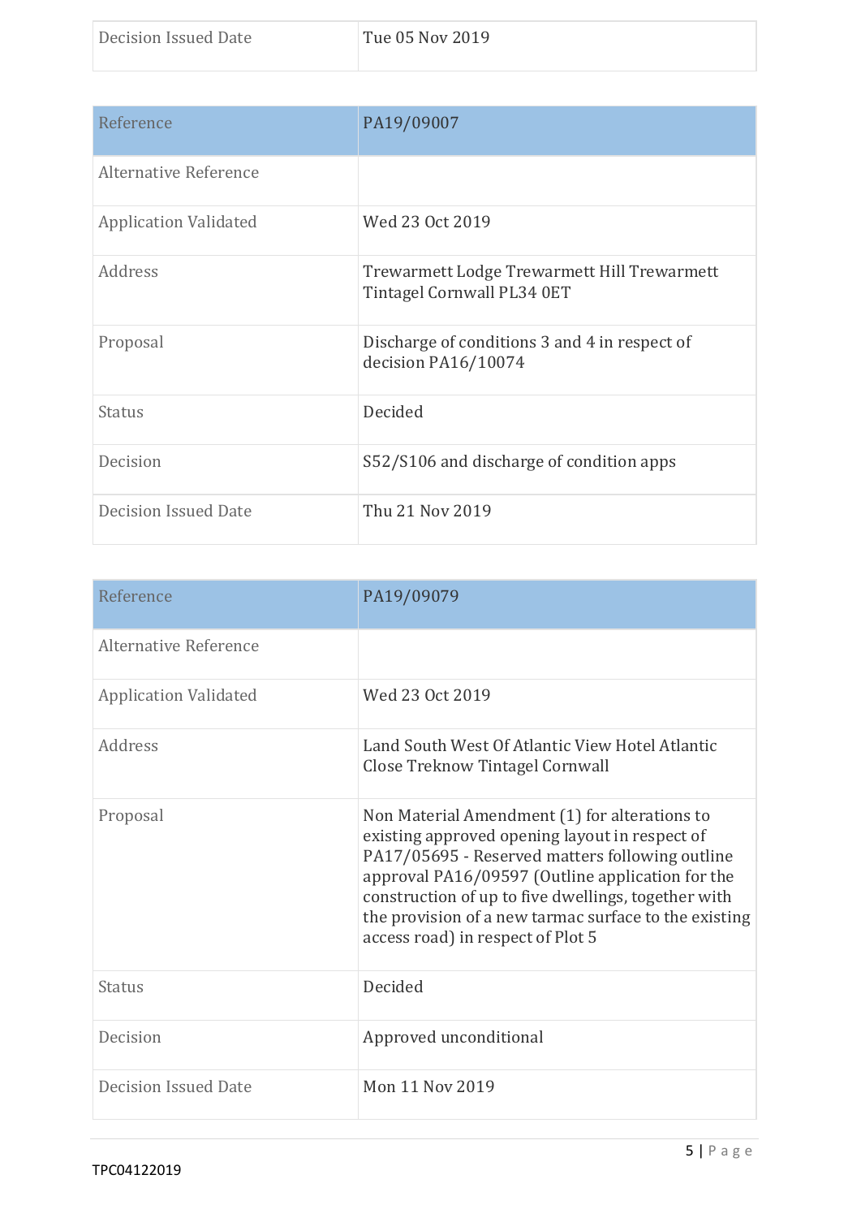| Decision Issued Date | Tue 05 Nov 2019 |
|---|---|

| Reference | PA19/09007 |
|---|---|
| Alternative Reference | |
| Application Validated | Wed 23 Oct 2019 |
| Address | Trewarmett Lodge Trewarmett Hill Trewarmett Tintagel Cornwall PL34 0ET |
| Proposal | Discharge of conditions 3 and 4 in respect of decision PA16/10074 |
| Status | Decided |
| Decision | S52/S106 and discharge of condition apps |
| Decision Issued Date | Thu 21 Nov 2019 |

| Reference | PA19/09079 |
|---|---|
| Alternative Reference | |
| Application Validated | Wed 23 Oct 2019 |
| Address | Land South West Of Atlantic View Hotel Atlantic Close Treknow Tintagel Cornwall |
| Proposal | Non Material Amendment (1) for alterations to existing approved opening layout in respect of PA17/05695 - Reserved matters following outline approval PA16/09597 (Outline application for the construction of up to five dwellings, together with the provision of a new tarmac surface to the existing access road) in respect of Plot 5 |
| Status | Decided |
| Decision | Approved unconditional |
| Decision Issued Date | Mon 11 Nov 2019 |

TPC04122019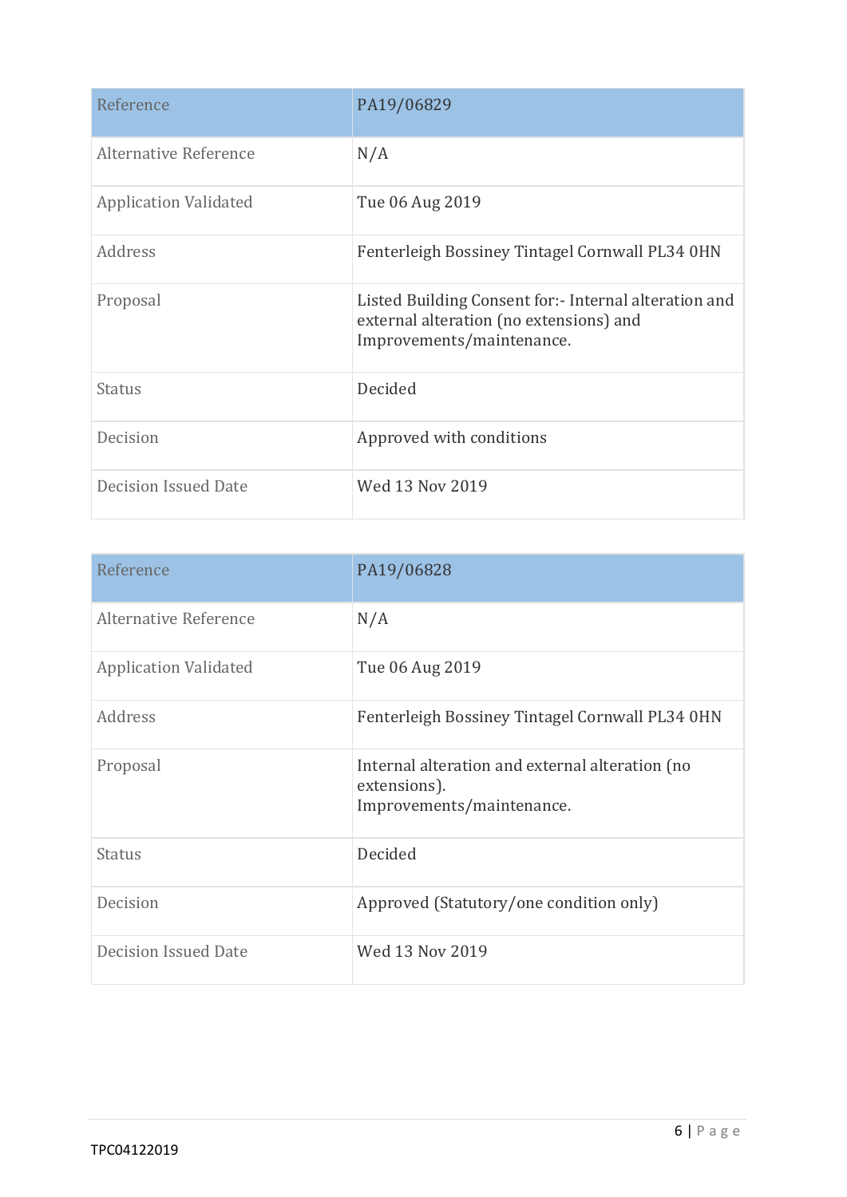| Reference | PA19/06829 |
| --- | --- |
| Alternative Reference | N/A |
| Application Validated | Tue 06 Aug 2019 |
| Address | Fenterleigh Bossiney Tintagel Cornwall PL34 0HN |
| Proposal | Listed Building Consent for:- Internal alteration and external alteration (no extensions) and Improvements/maintenance. |
| Status | Decided |
| Decision | Approved with conditions |
| Decision Issued Date | Wed 13 Nov 2019 |

| Reference | PA19/06828 |
| --- | --- |
| Alternative Reference | N/A |
| Application Validated | Tue 06 Aug 2019 |
| Address | Fenterleigh Bossiney Tintagel Cornwall PL34 0HN |
| Proposal | Internal alteration and external alteration (no extensions). Improvements/maintenance. |
| Status | Decided |
| Decision | Approved (Statutory/one condition only) |
| Decision Issued Date | Wed 13 Nov 2019 |